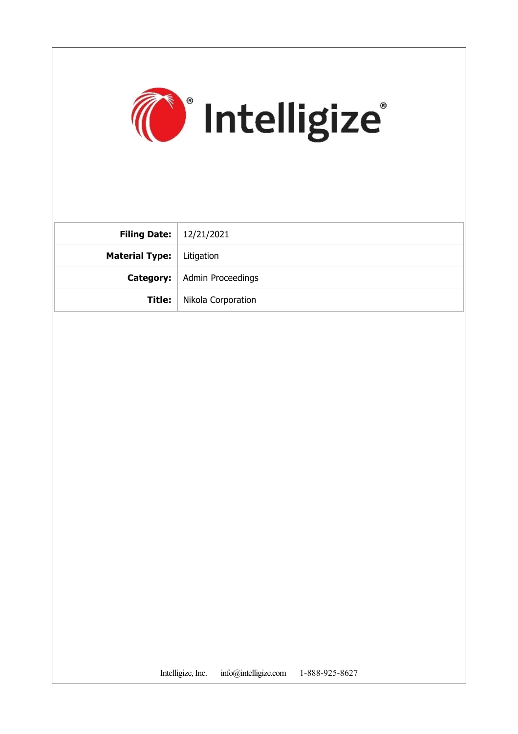Intelligize®

| Filing Date: | 12/21/2021 |
| --- | --- |
| Material Type: | Litigation |
| Category: | Admin Proceedings |
| Title: | Nikola Corporation |

Intelligize, Inc. info@intelligize.com 1-888-925-8627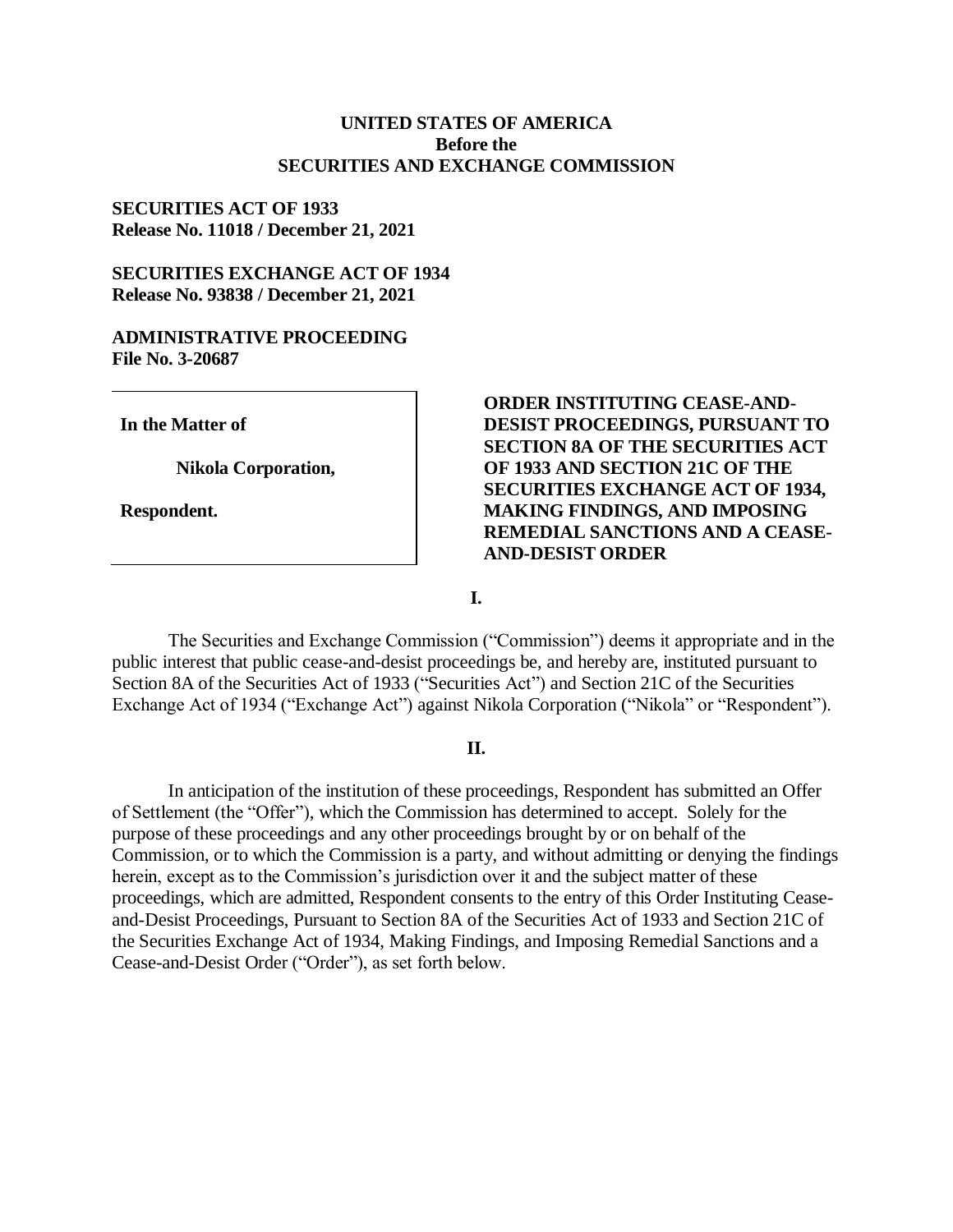**UNITED STATES OF AMERICA**
**Before the**
**SECURITIES AND EXCHANGE COMMISSION**

**SECURITIES ACT OF 1933**
**Release No. 11018 / December 21, 2021**

**SECURITIES EXCHANGE ACT OF 1934**
**Release No. 93838 / December 21, 2021**

**ADMINISTRATIVE PROCEEDING**
**File No. 3-20687**

| | |
|---|---|
| **In the Matter of**<br><br>**Nikola Corporation,**<br><br>**Respondent.** | **ORDER INSTITUTING CEASE-AND-DESIST PROCEEDINGS, PURSUANT TO SECTION 8A OF THE SECURITIES ACT OF 1933 AND SECTION 21C OF THE SECURITIES EXCHANGE ACT OF 1934, MAKING FINDINGS, AND IMPOSING REMEDIAL SANCTIONS AND A CEASE-AND-DESIST ORDER** |

## I.

The Securities and Exchange Commission ("Commission") deems it appropriate and in the public interest that public cease-and-desist proceedings be, and hereby are, instituted pursuant to Section 8A of the Securities Act of 1933 ("Securities Act") and Section 21C of the Securities Exchange Act of 1934 ("Exchange Act") against Nikola Corporation ("Nikola" or "Respondent").

## II.

In anticipation of the institution of these proceedings, Respondent has submitted an Offer of Settlement (the "Offer"), which the Commission has determined to accept. Solely for the purpose of these proceedings and any other proceedings brought by or on behalf of the Commission, or to which the Commission is a party, and without admitting or denying the findings herein, except as to the Commission's jurisdiction over it and the subject matter of these proceedings, which are admitted, Respondent consents to the entry of this Order Instituting Cease-and-Desist Proceedings, Pursuant to Section 8A of the Securities Act of 1933 and Section 21C of the Securities Exchange Act of 1934, Making Findings, and Imposing Remedial Sanctions and a Cease-and-Desist Order ("Order"), as set forth below.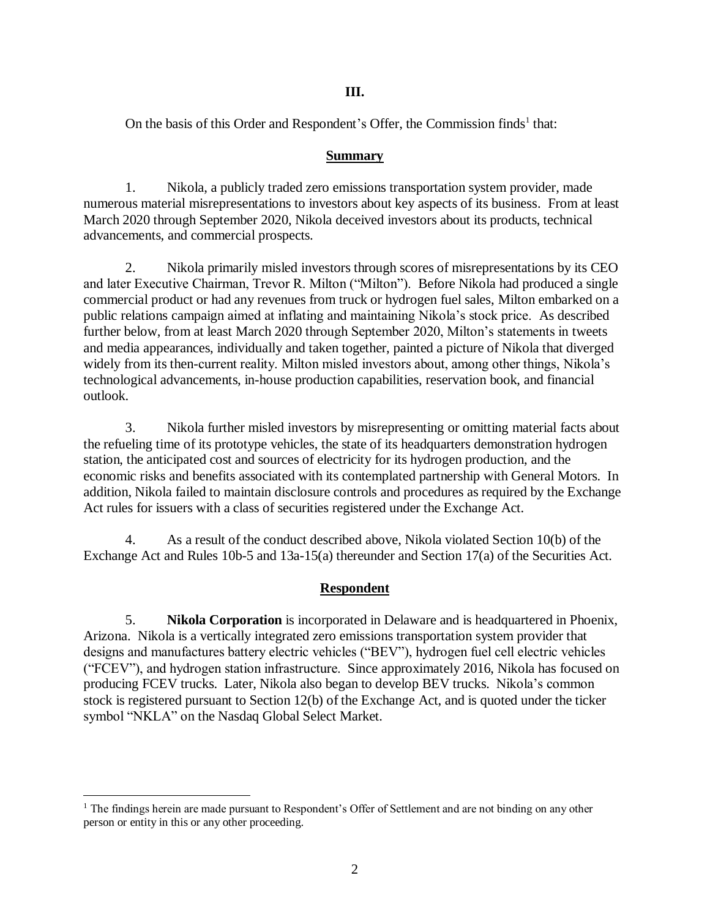## III.

On the basis of this Order and Respondent's Offer, the Commission finds[1] that:

### Summary

1. Nikola, a publicly traded zero emissions transportation system provider, made numerous material misrepresentations to investors about key aspects of its business. From at least March 2020 through September 2020, Nikola deceived investors about its products, technical advancements, and commercial prospects.

2. Nikola primarily misled investors through scores of misrepresentations by its CEO and later Executive Chairman, Trevor R. Milton ("Milton"). Before Nikola had produced a single commercial product or had any revenues from truck or hydrogen fuel sales, Milton embarked on a public relations campaign aimed at inflating and maintaining Nikola's stock price. As described further below, from at least March 2020 through September 2020, Milton's statements in tweets and media appearances, individually and taken together, painted a picture of Nikola that diverged widely from its then-current reality. Milton misled investors about, among other things, Nikola's technological advancements, in-house production capabilities, reservation book, and financial outlook.

3. Nikola further misled investors by misrepresenting or omitting material facts about the refueling time of its prototype vehicles, the state of its headquarters demonstration hydrogen station, the anticipated cost and sources of electricity for its hydrogen production, and the economic risks and benefits associated with its contemplated partnership with General Motors. In addition, Nikola failed to maintain disclosure controls and procedures as required by the Exchange Act rules for issuers with a class of securities registered under the Exchange Act.

4. As a result of the conduct described above, Nikola violated Section 10(b) of the Exchange Act and Rules 10b-5 and 13a-15(a) thereunder and Section 17(a) of the Securities Act.

### Respondent

5. **Nikola Corporation** is incorporated in Delaware and is headquartered in Phoenix, Arizona. Nikola is a vertically integrated zero emissions transportation system provider that designs and manufactures battery electric vehicles ("BEV"), hydrogen fuel cell electric vehicles ("FCEV"), and hydrogen station infrastructure. Since approximately 2016, Nikola has focused on producing FCEV trucks. Later, Nikola also began to develop BEV trucks. Nikola's common stock is registered pursuant to Section 12(b) of the Exchange Act, and is quoted under the ticker symbol "NKLA" on the Nasdaq Global Select Market.

---

[1] The findings herein are made pursuant to Respondent's Offer of Settlement and are not binding on any other person or entity in this or any other proceeding.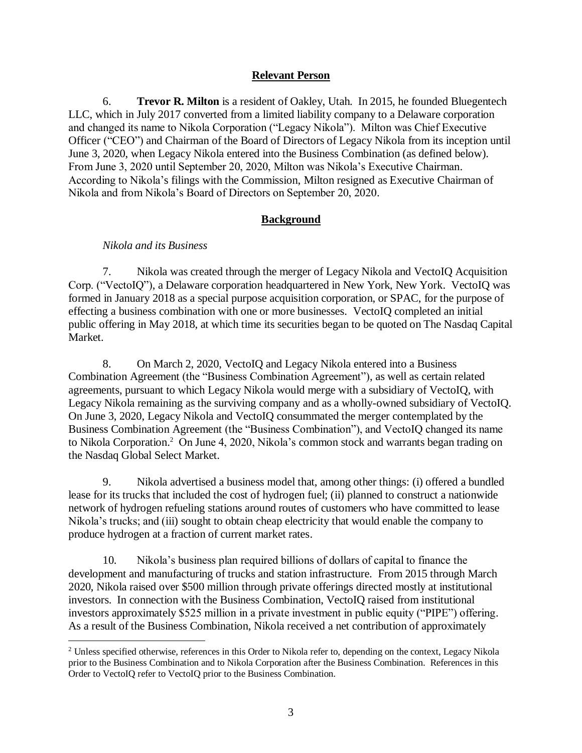## Relevant Person

6. **Trevor R. Milton** is a resident of Oakley, Utah. In 2015, he founded Bluegentech LLC, which in July 2017 converted from a limited liability company to a Delaware corporation and changed its name to Nikola Corporation ("Legacy Nikola"). Milton was Chief Executive Officer ("CEO") and Chairman of the Board of Directors of Legacy Nikola from its inception until June 3, 2020, when Legacy Nikola entered into the Business Combination (as defined below). From June 3, 2020 until September 20, 2020, Milton was Nikola's Executive Chairman. According to Nikola's filings with the Commission, Milton resigned as Executive Chairman of Nikola and from Nikola's Board of Directors on September 20, 2020.

## Background

*Nikola and its Business*

7. Nikola was created through the merger of Legacy Nikola and VectoIQ Acquisition Corp. ("VectoIQ"), a Delaware corporation headquartered in New York, New York. VectoIQ was formed in January 2018 as a special purpose acquisition corporation, or SPAC, for the purpose of effecting a business combination with one or more businesses. VectoIQ completed an initial public offering in May 2018, at which time its securities began to be quoted on The Nasdaq Capital Market.

8. On March 2, 2020, VectoIQ and Legacy Nikola entered into a Business Combination Agreement (the "Business Combination Agreement"), as well as certain related agreements, pursuant to which Legacy Nikola would merge with a subsidiary of VectoIQ, with Legacy Nikola remaining as the surviving company and as a wholly-owned subsidiary of VectoIQ. On June 3, 2020, Legacy Nikola and VectoIQ consummated the merger contemplated by the Business Combination Agreement (the "Business Combination"), and VectoIQ changed its name to Nikola Corporation.[2] On June 4, 2020, Nikola's common stock and warrants began trading on the Nasdaq Global Select Market.

9. Nikola advertised a business model that, among other things: (i) offered a bundled lease for its trucks that included the cost of hydrogen fuel; (ii) planned to construct a nationwide network of hydrogen refueling stations around routes of customers who have committed to lease Nikola's trucks; and (iii) sought to obtain cheap electricity that would enable the company to produce hydrogen at a fraction of current market rates.

10. Nikola's business plan required billions of dollars of capital to finance the development and manufacturing of trucks and station infrastructure. From 2015 through March 2020, Nikola raised over $500 million through private offerings directed mostly at institutional investors. In connection with the Business Combination, VectoIQ raised from institutional investors approximately $525 million in a private investment in public equity ("PIPE") offering. As a result of the Business Combination, Nikola received a net contribution of approximately

[2] Unless specified otherwise, references in this Order to Nikola refer to, depending on the context, Legacy Nikola prior to the Business Combination and to Nikola Corporation after the Business Combination. References in this Order to VectoIQ refer to VectoIQ prior to the Business Combination.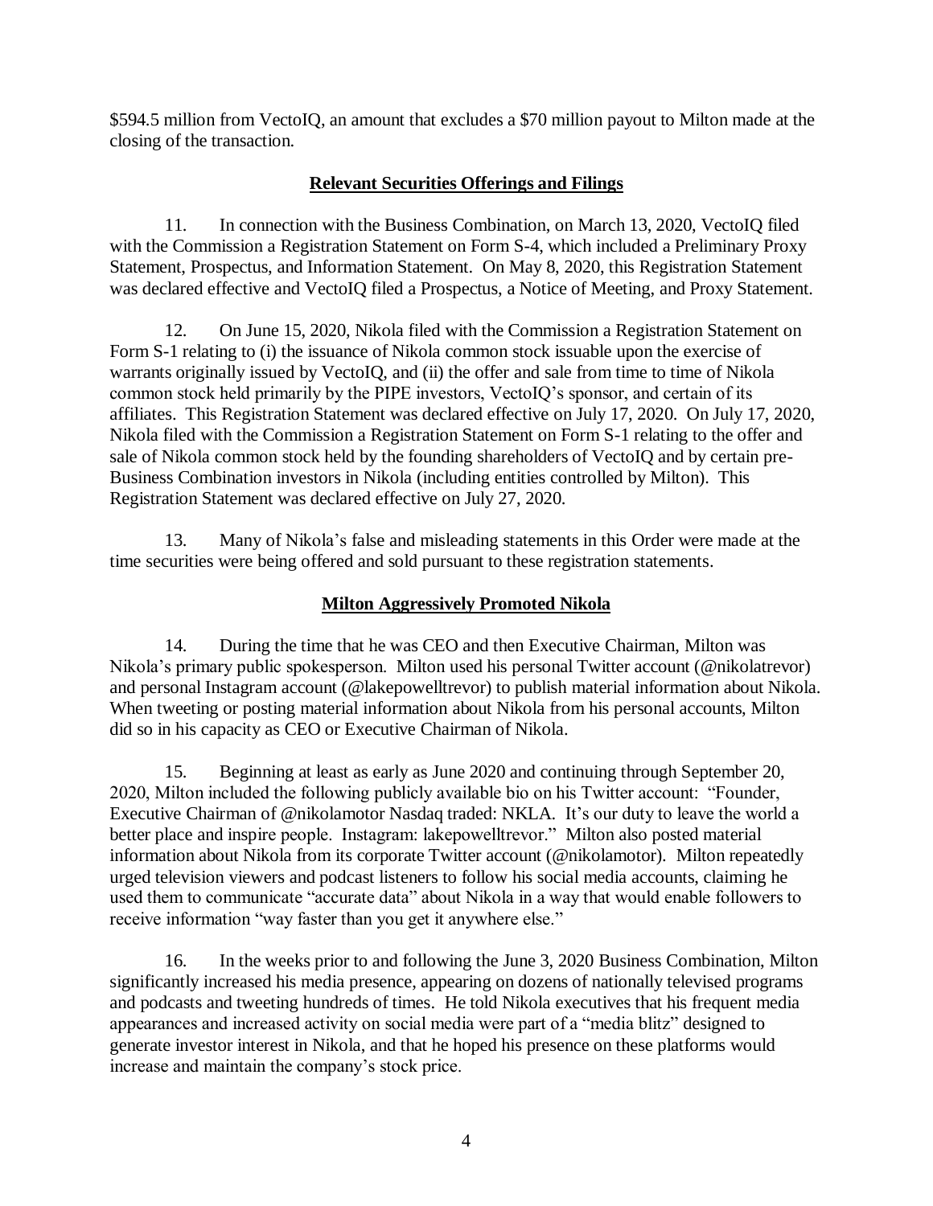$594.5 million from VectoIQ, an amount that excludes a $70 million payout to Milton made at the closing of the transaction.

## **Relevant Securities Offerings and Filings**

11. In connection with the Business Combination, on March 13, 2020, VectoIQ filed with the Commission a Registration Statement on Form S-4, which included a Preliminary Proxy Statement, Prospectus, and Information Statement. On May 8, 2020, this Registration Statement was declared effective and VectoIQ filed a Prospectus, a Notice of Meeting, and Proxy Statement.

12. On June 15, 2020, Nikola filed with the Commission a Registration Statement on Form S-1 relating to (i) the issuance of Nikola common stock issuable upon the exercise of warrants originally issued by VectoIQ, and (ii) the offer and sale from time to time of Nikola common stock held primarily by the PIPE investors, VectoIQ's sponsor, and certain of its affiliates. This Registration Statement was declared effective on July 17, 2020. On July 17, 2020, Nikola filed with the Commission a Registration Statement on Form S-1 relating to the offer and sale of Nikola common stock held by the founding shareholders of VectoIQ and by certain pre-Business Combination investors in Nikola (including entities controlled by Milton). This Registration Statement was declared effective on July 27, 2020.

13. Many of Nikola's false and misleading statements in this Order were made at the time securities were being offered and sold pursuant to these registration statements.

## **Milton Aggressively Promoted Nikola**

14. During the time that he was CEO and then Executive Chairman, Milton was Nikola's primary public spokesperson. Milton used his personal Twitter account (@nikolatrevor) and personal Instagram account (@lakepowelltrevor) to publish material information about Nikola. When tweeting or posting material information about Nikola from his personal accounts, Milton did so in his capacity as CEO or Executive Chairman of Nikola.

15. Beginning at least as early as June 2020 and continuing through September 20, 2020, Milton included the following publicly available bio on his Twitter account: "Founder, Executive Chairman of @nikolamotor Nasdaq traded: NKLA. It's our duty to leave the world a better place and inspire people. Instagram: lakepowelltrevor." Milton also posted material information about Nikola from its corporate Twitter account (@nikolamotor). Milton repeatedly urged television viewers and podcast listeners to follow his social media accounts, claiming he used them to communicate "accurate data" about Nikola in a way that would enable followers to receive information "way faster than you get it anywhere else."

16. In the weeks prior to and following the June 3, 2020 Business Combination, Milton significantly increased his media presence, appearing on dozens of nationally televised programs and podcasts and tweeting hundreds of times. He told Nikola executives that his frequent media appearances and increased activity on social media were part of a "media blitz" designed to generate investor interest in Nikola, and that he hoped his presence on these platforms would increase and maintain the company's stock price.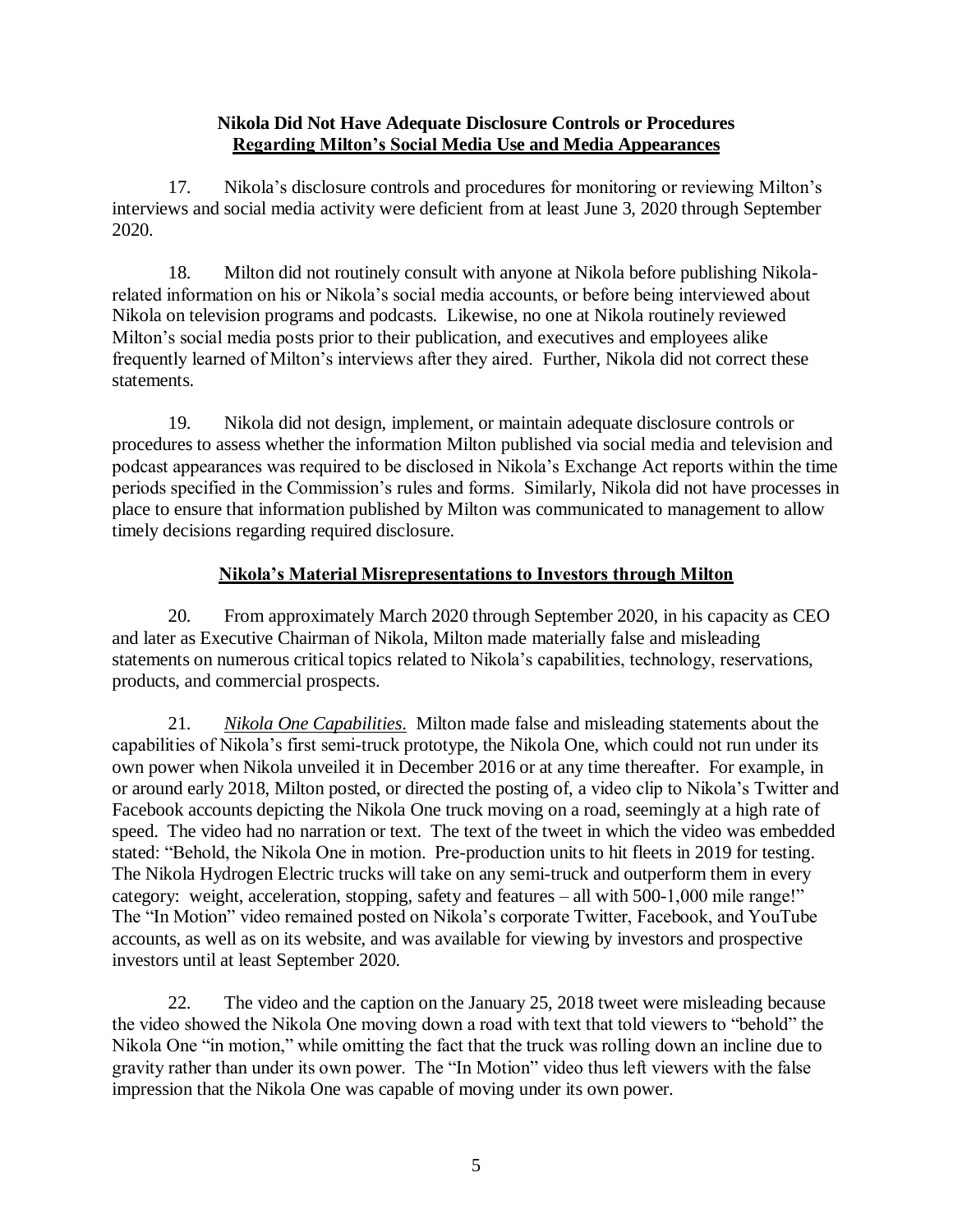**Nikola Did Not Have Adequate Disclosure Controls or Procedures**
**Regarding Milton's Social Media Use and Media Appearances**

17. Nikola's disclosure controls and procedures for monitoring or reviewing Milton's interviews and social media activity were deficient from at least June 3, 2020 through September 2020.

18. Milton did not routinely consult with anyone at Nikola before publishing Nikola-related information on his or Nikola's social media accounts, or before being interviewed about Nikola on television programs and podcasts. Likewise, no one at Nikola routinely reviewed Milton's social media posts prior to their publication, and executives and employees alike frequently learned of Milton's interviews after they aired. Further, Nikola did not correct these statements.

19. Nikola did not design, implement, or maintain adequate disclosure controls or procedures to assess whether the information Milton published via social media and television and podcast appearances was required to be disclosed in Nikola's Exchange Act reports within the time periods specified in the Commission's rules and forms. Similarly, Nikola did not have processes in place to ensure that information published by Milton was communicated to management to allow timely decisions regarding required disclosure.

**Nikola's Material Misrepresentations to Investors through Milton**

20. From approximately March 2020 through September 2020, in his capacity as CEO and later as Executive Chairman of Nikola, Milton made materially false and misleading statements on numerous critical topics related to Nikola's capabilities, technology, reservations, products, and commercial prospects.

21. *Nikola One Capabilities.* Milton made false and misleading statements about the capabilities of Nikola's first semi-truck prototype, the Nikola One, which could not run under its own power when Nikola unveiled it in December 2016 or at any time thereafter. For example, in or around early 2018, Milton posted, or directed the posting of, a video clip to Nikola's Twitter and Facebook accounts depicting the Nikola One truck moving on a road, seemingly at a high rate of speed. The video had no narration or text. The text of the tweet in which the video was embedded stated: "Behold, the Nikola One in motion. Pre-production units to hit fleets in 2019 for testing. The Nikola Hydrogen Electric trucks will take on any semi-truck and outperform them in every category: weight, acceleration, stopping, safety and features – all with 500-1,000 mile range!" The "In Motion" video remained posted on Nikola's corporate Twitter, Facebook, and YouTube accounts, as well as on its website, and was available for viewing by investors and prospective investors until at least September 2020.

22. The video and the caption on the January 25, 2018 tweet were misleading because the video showed the Nikola One moving down a road with text that told viewers to "behold" the Nikola One "in motion," while omitting the fact that the truck was rolling down an incline due to gravity rather than under its own power. The "In Motion" video thus left viewers with the false impression that the Nikola One was capable of moving under its own power.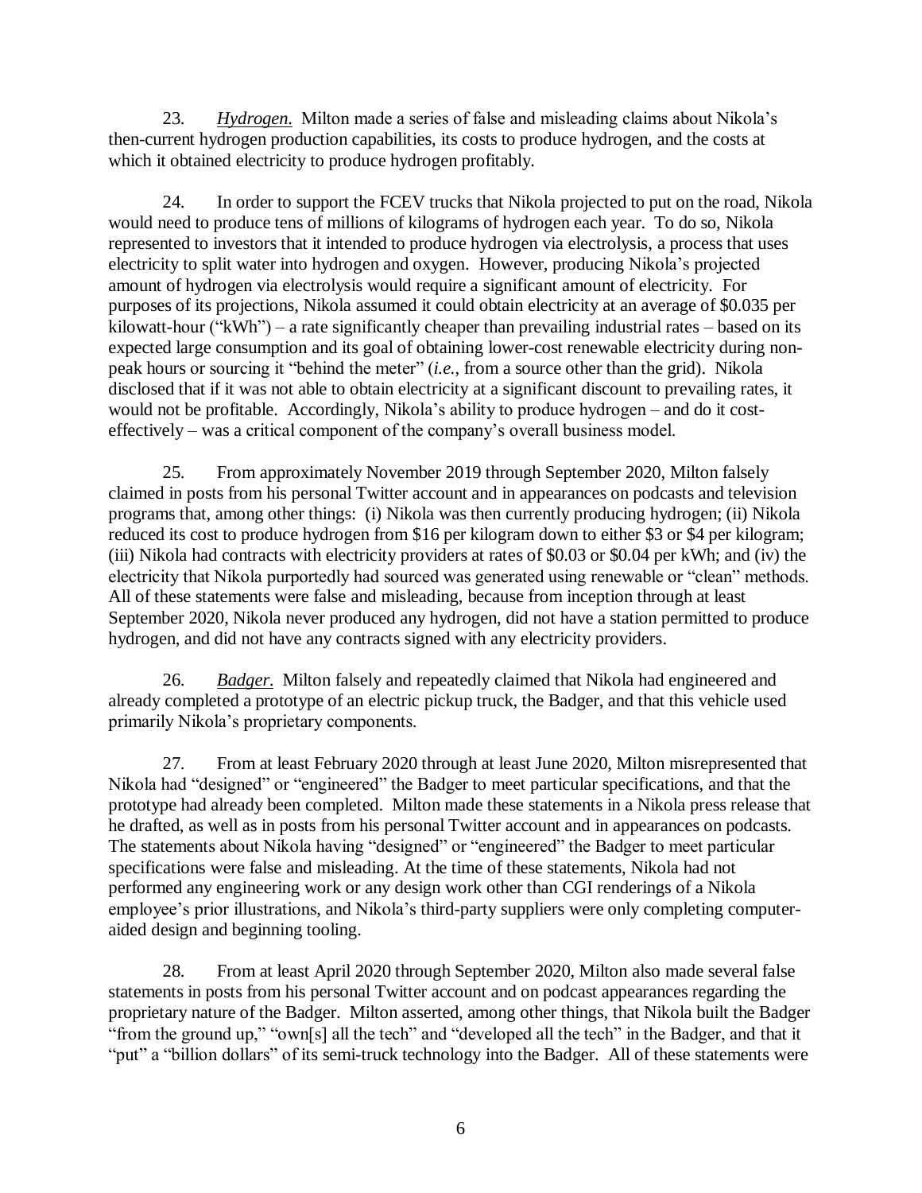23. *Hydrogen.* Milton made a series of false and misleading claims about Nikola's then-current hydrogen production capabilities, its costs to produce hydrogen, and the costs at which it obtained electricity to produce hydrogen profitably.

24. In order to support the FCEV trucks that Nikola projected to put on the road, Nikola would need to produce tens of millions of kilograms of hydrogen each year. To do so, Nikola represented to investors that it intended to produce hydrogen via electrolysis, a process that uses electricity to split water into hydrogen and oxygen. However, producing Nikola's projected amount of hydrogen via electrolysis would require a significant amount of electricity. For purposes of its projections, Nikola assumed it could obtain electricity at an average of $0.035 per kilowatt-hour ("kWh") – a rate significantly cheaper than prevailing industrial rates – based on its expected large consumption and its goal of obtaining lower-cost renewable electricity during non-peak hours or sourcing it "behind the meter" (*i.e.*, from a source other than the grid). Nikola disclosed that if it was not able to obtain electricity at a significant discount to prevailing rates, it would not be profitable. Accordingly, Nikola's ability to produce hydrogen – and do it cost-effectively – was a critical component of the company's overall business model.

25. From approximately November 2019 through September 2020, Milton falsely claimed in posts from his personal Twitter account and in appearances on podcasts and television programs that, among other things: (i) Nikola was then currently producing hydrogen; (ii) Nikola reduced its cost to produce hydrogen from $16 per kilogram down to either $3 or $4 per kilogram; (iii) Nikola had contracts with electricity providers at rates of $0.03 or $0.04 per kWh; and (iv) the electricity that Nikola purportedly had sourced was generated using renewable or "clean" methods. All of these statements were false and misleading, because from inception through at least September 2020, Nikola never produced any hydrogen, did not have a station permitted to produce hydrogen, and did not have any contracts signed with any electricity providers.

26. *Badger.* Milton falsely and repeatedly claimed that Nikola had engineered and already completed a prototype of an electric pickup truck, the Badger, and that this vehicle used primarily Nikola's proprietary components.

27. From at least February 2020 through at least June 2020, Milton misrepresented that Nikola had "designed" or "engineered" the Badger to meet particular specifications, and that the prototype had already been completed. Milton made these statements in a Nikola press release that he drafted, as well as in posts from his personal Twitter account and in appearances on podcasts. The statements about Nikola having "designed" or "engineered" the Badger to meet particular specifications were false and misleading. At the time of these statements, Nikola had not performed any engineering work or any design work other than CGI renderings of a Nikola employee's prior illustrations, and Nikola's third-party suppliers were only completing computer-aided design and beginning tooling.

28. From at least April 2020 through September 2020, Milton also made several false statements in posts from his personal Twitter account and on podcast appearances regarding the proprietary nature of the Badger. Milton asserted, among other things, that Nikola built the Badger "from the ground up," "own[s] all the tech" and "developed all the tech" in the Badger, and that it "put" a "billion dollars" of its semi-truck technology into the Badger. All of these statements were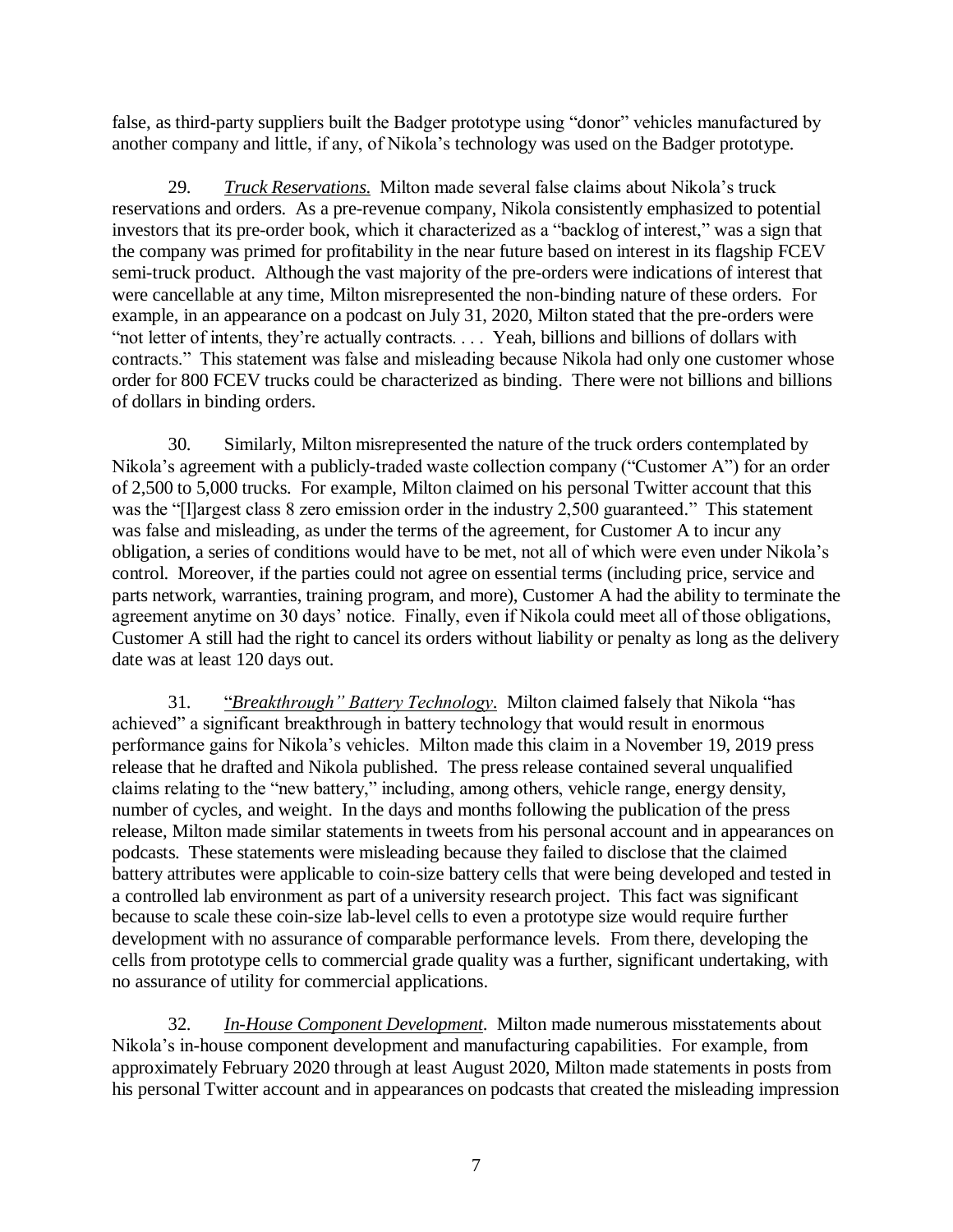false, as third-party suppliers built the Badger prototype using "donor" vehicles manufactured by another company and little, if any, of Nikola's technology was used on the Badger prototype.

29. *Truck Reservations.* Milton made several false claims about Nikola's truck reservations and orders. As a pre-revenue company, Nikola consistently emphasized to potential investors that its pre-order book, which it characterized as a "backlog of interest," was a sign that the company was primed for profitability in the near future based on interest in its flagship FCEV semi-truck product. Although the vast majority of the pre-orders were indications of interest that were cancellable at any time, Milton misrepresented the non-binding nature of these orders. For example, in an appearance on a podcast on July 31, 2020, Milton stated that the pre-orders were "not letter of intents, they're actually contracts. . . . Yeah, billions and billions of dollars with contracts." This statement was false and misleading because Nikola had only one customer whose order for 800 FCEV trucks could be characterized as binding. There were not billions and billions of dollars in binding orders.

30. Similarly, Milton misrepresented the nature of the truck orders contemplated by Nikola's agreement with a publicly-traded waste collection company ("Customer A") for an order of 2,500 to 5,000 trucks. For example, Milton claimed on his personal Twitter account that this was the "[l]argest class 8 zero emission order in the industry 2,500 guaranteed." This statement was false and misleading, as under the terms of the agreement, for Customer A to incur any obligation, a series of conditions would have to be met, not all of which were even under Nikola's control. Moreover, if the parties could not agree on essential terms (including price, service and parts network, warranties, training program, and more), Customer A had the ability to terminate the agreement anytime on 30 days' notice. Finally, even if Nikola could meet all of those obligations, Customer A still had the right to cancel its orders without liability or penalty as long as the delivery date was at least 120 days out.

31. *"Breakthrough" Battery Technology.* Milton claimed falsely that Nikola "has achieved" a significant breakthrough in battery technology that would result in enormous performance gains for Nikola's vehicles. Milton made this claim in a November 19, 2019 press release that he drafted and Nikola published. The press release contained several unqualified claims relating to the "new battery," including, among others, vehicle range, energy density, number of cycles, and weight. In the days and months following the publication of the press release, Milton made similar statements in tweets from his personal account and in appearances on podcasts. These statements were misleading because they failed to disclose that the claimed battery attributes were applicable to coin-size battery cells that were being developed and tested in a controlled lab environment as part of a university research project. This fact was significant because to scale these coin-size lab-level cells to even a prototype size would require further development with no assurance of comparable performance levels. From there, developing the cells from prototype cells to commercial grade quality was a further, significant undertaking, with no assurance of utility for commercial applications.

32. *In-House Component Development.* Milton made numerous misstatements about Nikola's in-house component development and manufacturing capabilities. For example, from approximately February 2020 through at least August 2020, Milton made statements in posts from his personal Twitter account and in appearances on podcasts that created the misleading impression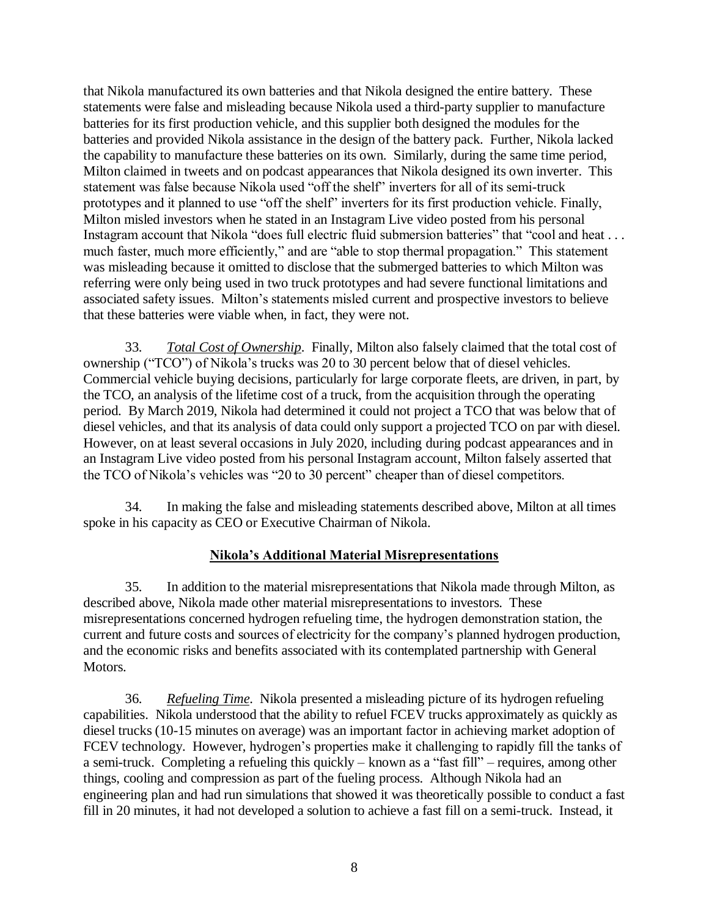that Nikola manufactured its own batteries and that Nikola designed the entire battery. These statements were false and misleading because Nikola used a third-party supplier to manufacture batteries for its first production vehicle, and this supplier both designed the modules for the batteries and provided Nikola assistance in the design of the battery pack. Further, Nikola lacked the capability to manufacture these batteries on its own. Similarly, during the same time period, Milton claimed in tweets and on podcast appearances that Nikola designed its own inverter. This statement was false because Nikola used "off the shelf" inverters for all of its semi-truck prototypes and it planned to use "off the shelf" inverters for its first production vehicle. Finally, Milton misled investors when he stated in an Instagram Live video posted from his personal Instagram account that Nikola "does full electric fluid submersion batteries" that "cool and heat . . . much faster, much more efficiently," and are "able to stop thermal propagation." This statement was misleading because it omitted to disclose that the submerged batteries to which Milton was referring were only being used in two truck prototypes and had severe functional limitations and associated safety issues. Milton's statements misled current and prospective investors to believe that these batteries were viable when, in fact, they were not.

33. *Total Cost of Ownership*. Finally, Milton also falsely claimed that the total cost of ownership ("TCO") of Nikola's trucks was 20 to 30 percent below that of diesel vehicles. Commercial vehicle buying decisions, particularly for large corporate fleets, are driven, in part, by the TCO, an analysis of the lifetime cost of a truck, from the acquisition through the operating period. By March 2019, Nikola had determined it could not project a TCO that was below that of diesel vehicles, and that its analysis of data could only support a projected TCO on par with diesel. However, on at least several occasions in July 2020, including during podcast appearances and in an Instagram Live video posted from his personal Instagram account, Milton falsely asserted that the TCO of Nikola's vehicles was "20 to 30 percent" cheaper than of diesel competitors.

34. In making the false and misleading statements described above, Milton at all times spoke in his capacity as CEO or Executive Chairman of Nikola.

## Nikola's Additional Material Misrepresentations

35. In addition to the material misrepresentations that Nikola made through Milton, as described above, Nikola made other material misrepresentations to investors. These misrepresentations concerned hydrogen refueling time, the hydrogen demonstration station, the current and future costs and sources of electricity for the company's planned hydrogen production, and the economic risks and benefits associated with its contemplated partnership with General Motors.

36. *Refueling Time*. Nikola presented a misleading picture of its hydrogen refueling capabilities. Nikola understood that the ability to refuel FCEV trucks approximately as quickly as diesel trucks (10-15 minutes on average) was an important factor in achieving market adoption of FCEV technology. However, hydrogen's properties make it challenging to rapidly fill the tanks of a semi-truck. Completing a refueling this quickly – known as a "fast fill" – requires, among other things, cooling and compression as part of the fueling process. Although Nikola had an engineering plan and had run simulations that showed it was theoretically possible to conduct a fast fill in 20 minutes, it had not developed a solution to achieve a fast fill on a semi-truck. Instead, it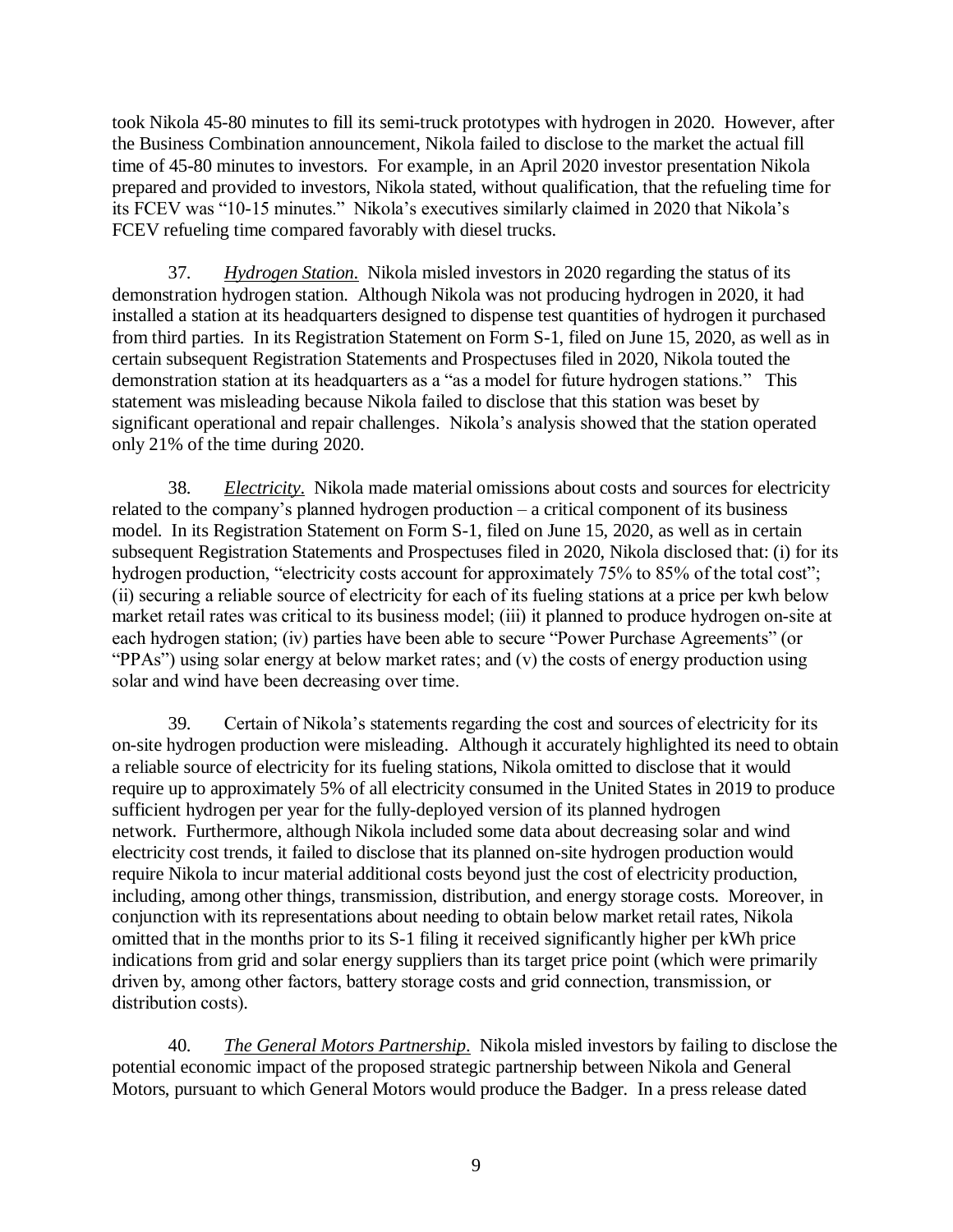took Nikola 45-80 minutes to fill its semi-truck prototypes with hydrogen in 2020. However, after the Business Combination announcement, Nikola failed to disclose to the market the actual fill time of 45-80 minutes to investors. For example, in an April 2020 investor presentation Nikola prepared and provided to investors, Nikola stated, without qualification, that the refueling time for its FCEV was "10-15 minutes." Nikola's executives similarly claimed in 2020 that Nikola's FCEV refueling time compared favorably with diesel trucks.

37. *Hydrogen Station.* Nikola misled investors in 2020 regarding the status of its demonstration hydrogen station. Although Nikola was not producing hydrogen in 2020, it had installed a station at its headquarters designed to dispense test quantities of hydrogen it purchased from third parties. In its Registration Statement on Form S-1, filed on June 15, 2020, as well as in certain subsequent Registration Statements and Prospectuses filed in 2020, Nikola touted the demonstration station at its headquarters as a "as a model for future hydrogen stations." This statement was misleading because Nikola failed to disclose that this station was beset by significant operational and repair challenges. Nikola's analysis showed that the station operated only 21% of the time during 2020.

38. *Electricity.* Nikola made material omissions about costs and sources for electricity related to the company's planned hydrogen production – a critical component of its business model. In its Registration Statement on Form S-1, filed on June 15, 2020, as well as in certain subsequent Registration Statements and Prospectuses filed in 2020, Nikola disclosed that: (i) for its hydrogen production, "electricity costs account for approximately 75% to 85% of the total cost"; (ii) securing a reliable source of electricity for each of its fueling stations at a price per kwh below market retail rates was critical to its business model; (iii) it planned to produce hydrogen on-site at each hydrogen station; (iv) parties have been able to secure "Power Purchase Agreements" (or "PPAs") using solar energy at below market rates; and (v) the costs of energy production using solar and wind have been decreasing over time.

39. Certain of Nikola's statements regarding the cost and sources of electricity for its on-site hydrogen production were misleading. Although it accurately highlighted its need to obtain a reliable source of electricity for its fueling stations, Nikola omitted to disclose that it would require up to approximately 5% of all electricity consumed in the United States in 2019 to produce sufficient hydrogen per year for the fully-deployed version of its planned hydrogen network. Furthermore, although Nikola included some data about decreasing solar and wind electricity cost trends, it failed to disclose that its planned on-site hydrogen production would require Nikola to incur material additional costs beyond just the cost of electricity production, including, among other things, transmission, distribution, and energy storage costs. Moreover, in conjunction with its representations about needing to obtain below market retail rates, Nikola omitted that in the months prior to its S-1 filing it received significantly higher per kWh price indications from grid and solar energy suppliers than its target price point (which were primarily driven by, among other factors, battery storage costs and grid connection, transmission, or distribution costs).

40. *The General Motors Partnership.* Nikola misled investors by failing to disclose the potential economic impact of the proposed strategic partnership between Nikola and General Motors, pursuant to which General Motors would produce the Badger. In a press release dated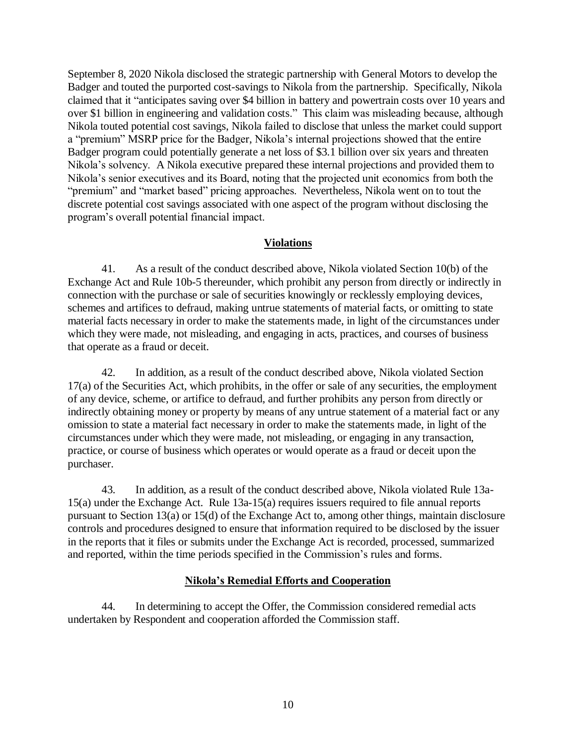September 8, 2020 Nikola disclosed the strategic partnership with General Motors to develop the Badger and touted the purported cost-savings to Nikola from the partnership. Specifically, Nikola claimed that it "anticipates saving over $4 billion in battery and powertrain costs over 10 years and over $1 billion in engineering and validation costs." This claim was misleading because, although Nikola touted potential cost savings, Nikola failed to disclose that unless the market could support a "premium" MSRP price for the Badger, Nikola's internal projections showed that the entire Badger program could potentially generate a net loss of $3.1 billion over six years and threaten Nikola's solvency. A Nikola executive prepared these internal projections and provided them to Nikola's senior executives and its Board, noting that the projected unit economics from both the "premium" and "market based" pricing approaches. Nevertheless, Nikola went on to tout the discrete potential cost savings associated with one aspect of the program without disclosing the program's overall potential financial impact.

## Violations

41. As a result of the conduct described above, Nikola violated Section 10(b) of the Exchange Act and Rule 10b-5 thereunder, which prohibit any person from directly or indirectly in connection with the purchase or sale of securities knowingly or recklessly employing devices, schemes and artifices to defraud, making untrue statements of material facts, or omitting to state material facts necessary in order to make the statements made, in light of the circumstances under which they were made, not misleading, and engaging in acts, practices, and courses of business that operate as a fraud or deceit.

42. In addition, as a result of the conduct described above, Nikola violated Section 17(a) of the Securities Act, which prohibits, in the offer or sale of any securities, the employment of any device, scheme, or artifice to defraud, and further prohibits any person from directly or indirectly obtaining money or property by means of any untrue statement of a material fact or any omission to state a material fact necessary in order to make the statements made, in light of the circumstances under which they were made, not misleading, or engaging in any transaction, practice, or course of business which operates or would operate as a fraud or deceit upon the purchaser.

43. In addition, as a result of the conduct described above, Nikola violated Rule 13a-15(a) under the Exchange Act. Rule 13a-15(a) requires issuers required to file annual reports pursuant to Section 13(a) or 15(d) of the Exchange Act to, among other things, maintain disclosure controls and procedures designed to ensure that information required to be disclosed by the issuer in the reports that it files or submits under the Exchange Act is recorded, processed, summarized and reported, within the time periods specified in the Commission's rules and forms.

## Nikola's Remedial Efforts and Cooperation

44. In determining to accept the Offer, the Commission considered remedial acts undertaken by Respondent and cooperation afforded the Commission staff.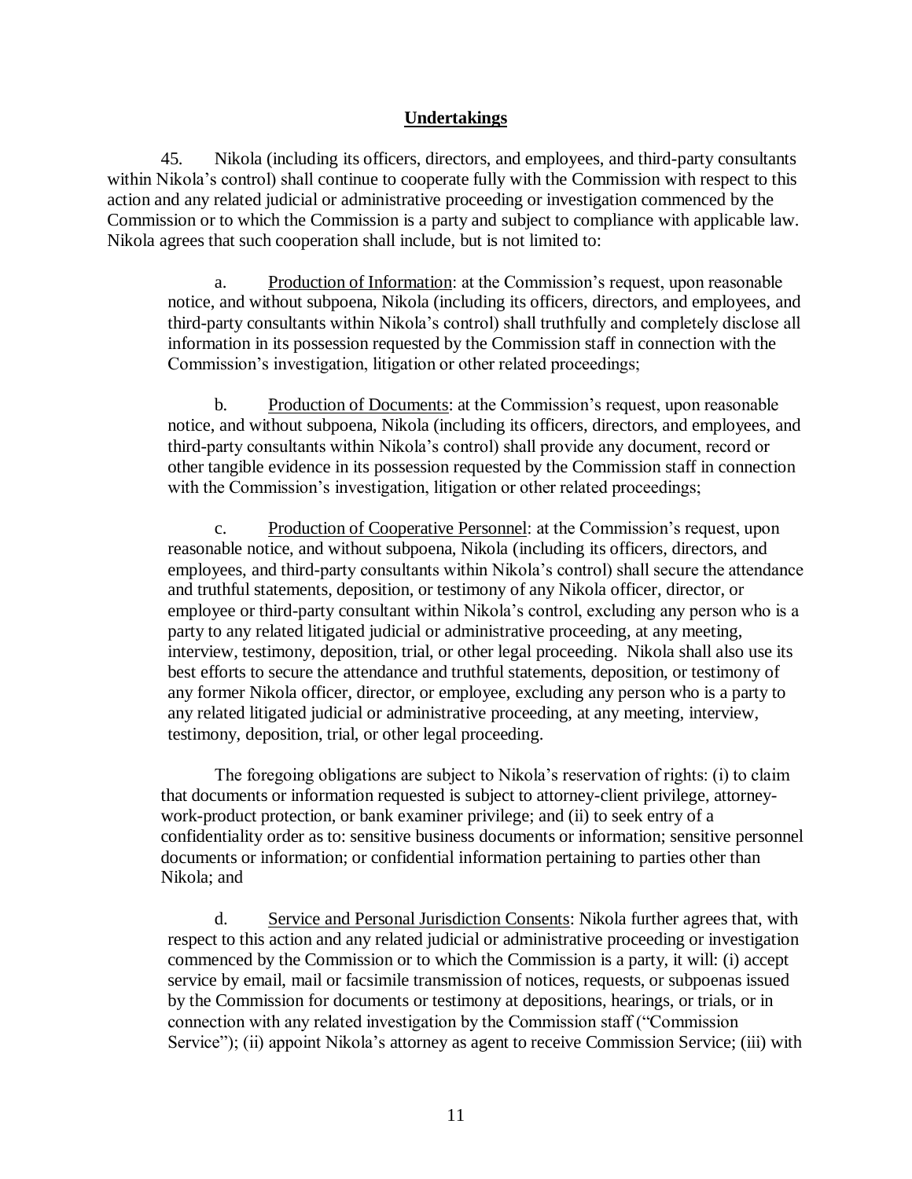## **Undertakings**

45. Nikola (including its officers, directors, and employees, and third-party consultants within Nikola's control) shall continue to cooperate fully with the Commission with respect to this action and any related judicial or administrative proceeding or investigation commenced by the Commission or to which the Commission is a party and subject to compliance with applicable law. Nikola agrees that such cooperation shall include, but is not limited to:

a. Production of Information: at the Commission's request, upon reasonable notice, and without subpoena, Nikola (including its officers, directors, and employees, and third-party consultants within Nikola's control) shall truthfully and completely disclose all information in its possession requested by the Commission staff in connection with the Commission's investigation, litigation or other related proceedings;

b. Production of Documents: at the Commission's request, upon reasonable notice, and without subpoena, Nikola (including its officers, directors, and employees, and third-party consultants within Nikola's control) shall provide any document, record or other tangible evidence in its possession requested by the Commission staff in connection with the Commission's investigation, litigation or other related proceedings;

c. Production of Cooperative Personnel: at the Commission's request, upon reasonable notice, and without subpoena, Nikola (including its officers, directors, and employees, and third-party consultants within Nikola's control) shall secure the attendance and truthful statements, deposition, or testimony of any Nikola officer, director, or employee or third-party consultant within Nikola's control, excluding any person who is a party to any related litigated judicial or administrative proceeding, at any meeting, interview, testimony, deposition, trial, or other legal proceeding. Nikola shall also use its best efforts to secure the attendance and truthful statements, deposition, or testimony of any former Nikola officer, director, or employee, excluding any person who is a party to any related litigated judicial or administrative proceeding, at any meeting, interview, testimony, deposition, trial, or other legal proceeding.

The foregoing obligations are subject to Nikola's reservation of rights: (i) to claim that documents or information requested is subject to attorney-client privilege, attorney-work-product protection, or bank examiner privilege; and (ii) to seek entry of a confidentiality order as to: sensitive business documents or information; sensitive personnel documents or information; or confidential information pertaining to parties other than Nikola; and

d. Service and Personal Jurisdiction Consents: Nikola further agrees that, with respect to this action and any related judicial or administrative proceeding or investigation commenced by the Commission or to which the Commission is a party, it will: (i) accept service by email, mail or facsimile transmission of notices, requests, or subpoenas issued by the Commission for documents or testimony at depositions, hearings, or trials, or in connection with any related investigation by the Commission staff ("Commission Service"); (ii) appoint Nikola's attorney as agent to receive Commission Service; (iii) with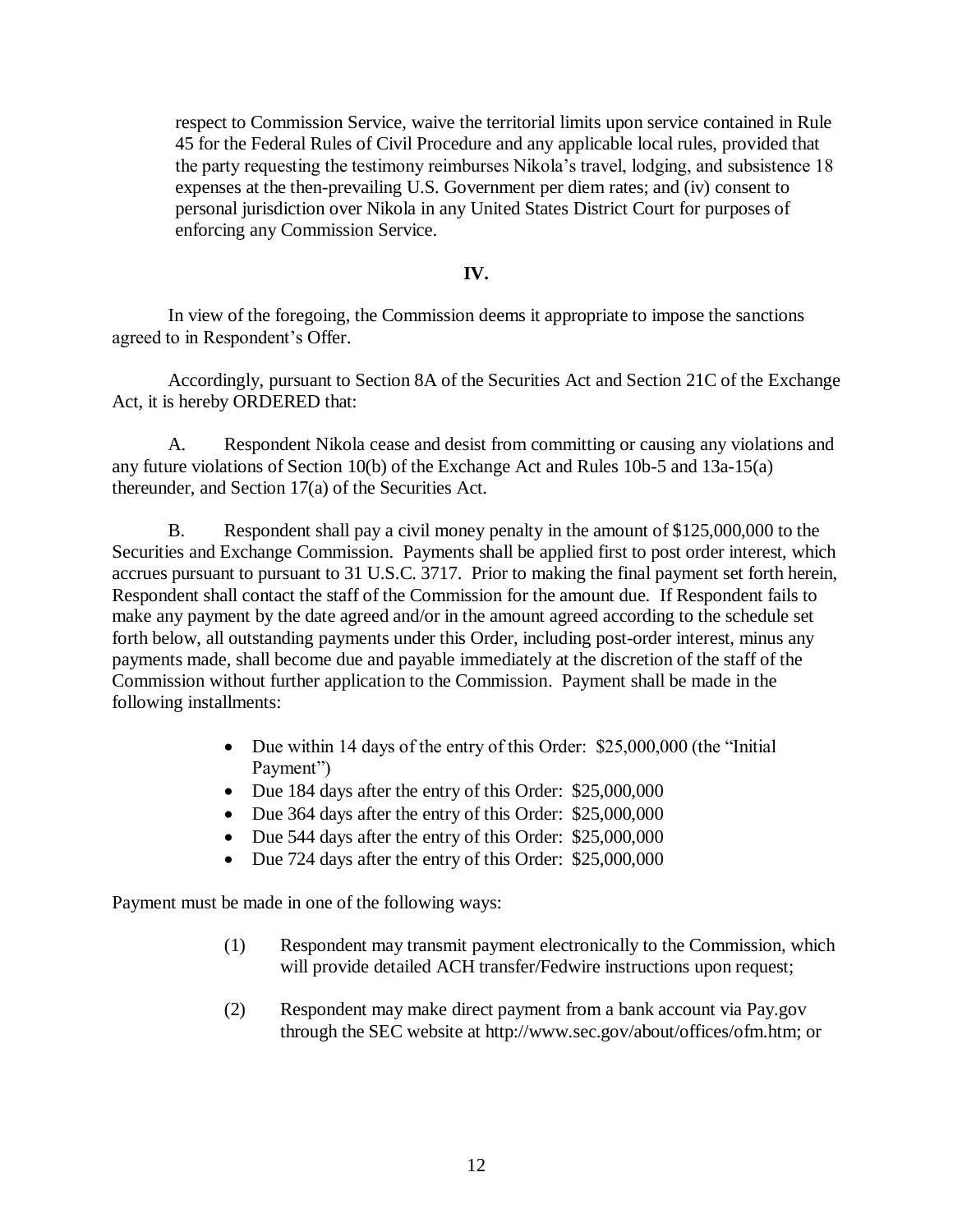respect to Commission Service, waive the territorial limits upon service contained in Rule 45 for the Federal Rules of Civil Procedure and any applicable local rules, provided that the party requesting the testimony reimburses Nikola's travel, lodging, and subsistence 18 expenses at the then-prevailing U.S. Government per diem rates; and (iv) consent to personal jurisdiction over Nikola in any United States District Court for purposes of enforcing any Commission Service.

**IV.**

In view of the foregoing, the Commission deems it appropriate to impose the sanctions agreed to in Respondent's Offer.

Accordingly, pursuant to Section 8A of the Securities Act and Section 21C of the Exchange Act, it is hereby ORDERED that:

A. Respondent Nikola cease and desist from committing or causing any violations and any future violations of Section 10(b) of the Exchange Act and Rules 10b-5 and 13a-15(a) thereunder, and Section 17(a) of the Securities Act.

B. Respondent shall pay a civil money penalty in the amount of $125,000,000 to the Securities and Exchange Commission. Payments shall be applied first to post order interest, which accrues pursuant to pursuant to 31 U.S.C. 3717. Prior to making the final payment set forth herein, Respondent shall contact the staff of the Commission for the amount due. If Respondent fails to make any payment by the date agreed and/or in the amount agreed according to the schedule set forth below, all outstanding payments under this Order, including post-order interest, minus any payments made, shall become due and payable immediately at the discretion of the staff of the Commission without further application to the Commission. Payment shall be made in the following installments:

- Due within 14 days of the entry of this Order: $25,000,000 (the "Initial Payment")
- Due 184 days after the entry of this Order: $25,000,000
- Due 364 days after the entry of this Order: $25,000,000
- Due 544 days after the entry of this Order: $25,000,000
- Due 724 days after the entry of this Order: $25,000,000

Payment must be made in one of the following ways:

(1) Respondent may transmit payment electronically to the Commission, which will provide detailed ACH transfer/Fedwire instructions upon request;

(2) Respondent may make direct payment from a bank account via Pay.gov through the SEC website at http://www.sec.gov/about/offices/ofm.htm; or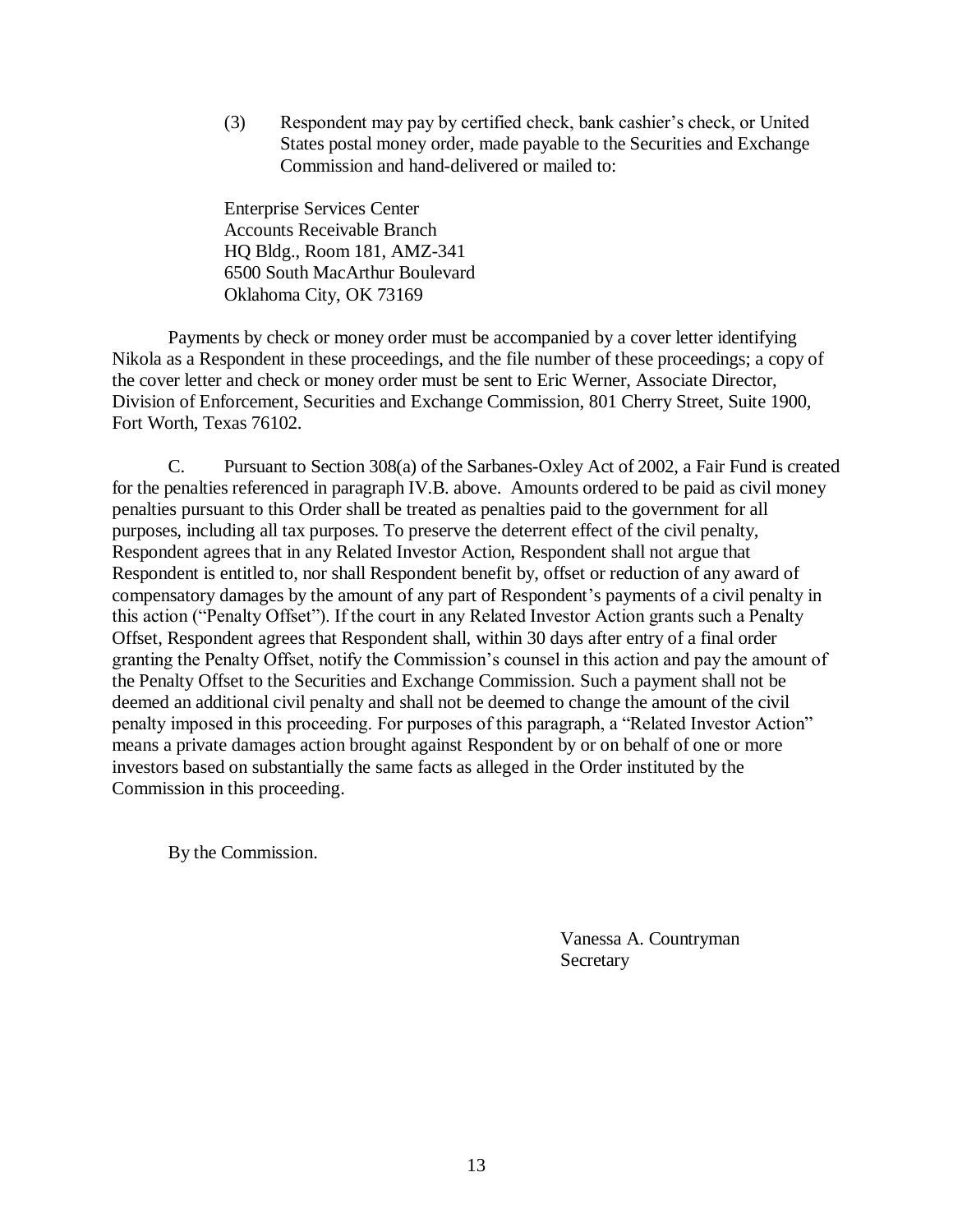(3) Respondent may pay by certified check, bank cashier's check, or United States postal money order, made payable to the Securities and Exchange Commission and hand-delivered or mailed to:

Enterprise Services Center
Accounts Receivable Branch
HQ Bldg., Room 181, AMZ-341
6500 South MacArthur Boulevard
Oklahoma City, OK 73169

Payments by check or money order must be accompanied by a cover letter identifying Nikola as a Respondent in these proceedings, and the file number of these proceedings; a copy of the cover letter and check or money order must be sent to Eric Werner, Associate Director, Division of Enforcement, Securities and Exchange Commission, 801 Cherry Street, Suite 1900, Fort Worth, Texas 76102.

C. Pursuant to Section 308(a) of the Sarbanes-Oxley Act of 2002, a Fair Fund is created for the penalties referenced in paragraph IV.B. above. Amounts ordered to be paid as civil money penalties pursuant to this Order shall be treated as penalties paid to the government for all purposes, including all tax purposes. To preserve the deterrent effect of the civil penalty, Respondent agrees that in any Related Investor Action, Respondent shall not argue that Respondent is entitled to, nor shall Respondent benefit by, offset or reduction of any award of compensatory damages by the amount of any part of Respondent's payments of a civil penalty in this action ("Penalty Offset"). If the court in any Related Investor Action grants such a Penalty Offset, Respondent agrees that Respondent shall, within 30 days after entry of a final order granting the Penalty Offset, notify the Commission's counsel in this action and pay the amount of the Penalty Offset to the Securities and Exchange Commission. Such a payment shall not be deemed an additional civil penalty and shall not be deemed to change the amount of the civil penalty imposed in this proceeding. For purposes of this paragraph, a "Related Investor Action" means a private damages action brought against Respondent by or on behalf of one or more investors based on substantially the same facts as alleged in the Order instituted by the Commission in this proceeding.

By the Commission.

Vanessa A. Countryman
Secretary